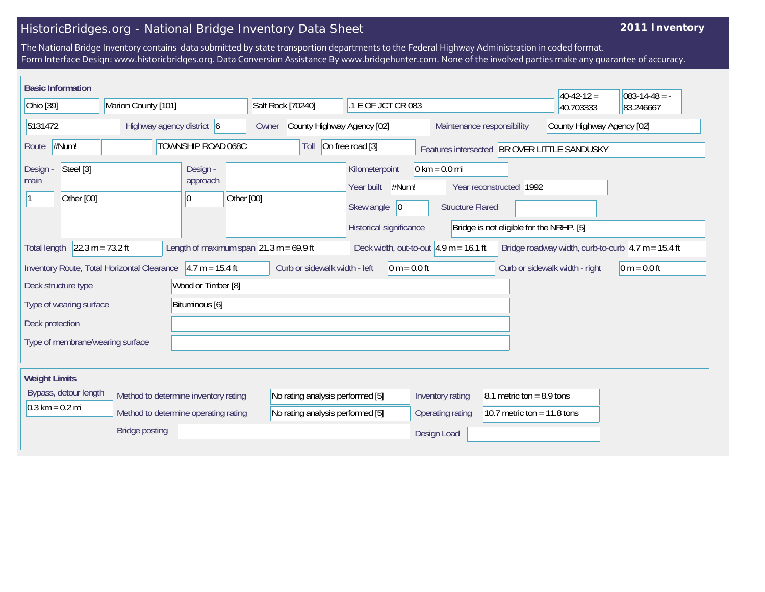# HistoricBridges.org - National Bridge Inventory Data Sheet

**2011 Inventory**

The National Bridge Inventory contains data submitted by state transportion departments to the Federal Highway Administration in coded format.
Form Interface Design: www.historicbridges.org. Data Conversion Assistance By www.bridgehunter.com. None of the involved parties make any guarantee of accuracy.

## Basic Information

| | |
|---|---|
| State | Ohio [39] |
| County | Marion County [101] |
| Place | Salt Rock [70240] |
| Location | .1 E OF JCT CR 083 |
| Latitude | 40-42-12 = 40.703333 |
| Longitude | 083-14-48 = -83.246667 |
| Structure number | 5131472 |
| Highway agency district | 6 |
| Owner | County Highway Agency [02] |
| Maintenance responsibility | County Highway Agency [02] |
| Route | #Num! |
| Facility carried | TOWNSHIP ROAD 068C |
| Toll | On free road [3] |
| Features intersected | BR OVER LITTLE SANDUSKY |
| Design - main | Steel [3] |
| | 1 — Other [00] |
| Design - approach | |
| | 0 — Other [00] |
| Kilometerpoint | 0 km = 0.0 mi |
| Year built | #Num! |
| Year reconstructed | 1992 |
| Skew angle | 0 |
| Structure Flared | |
| Historical significance | Bridge is not eligible for the NRHP. [5] |
| Total length | 22.3 m = 73.2 ft |
| Length of maximum span | 21.3 m = 69.9 ft |
| Deck width, out-to-out | 4.9 m = 16.1 ft |
| Bridge roadway width, curb-to-curb | 4.7 m = 15.4 ft |
| Inventory Route, Total Horizontal Clearance | 4.7 m = 15.4 ft |
| Curb or sidewalk width - left | 0 m = 0.0 ft |
| Curb or sidewalk width - right | 0 m = 0.0 ft |
| Deck structure type | Wood or Timber [8] |
| Type of wearing surface | Bituminous [6] |
| Deck protection | |
| Type of membrane/wearing surface | |

## Weight Limits

| | |
|---|---|
| Bypass, detour length | 0.3 km = 0.2 mi |
| Method to determine inventory rating | No rating analysis performed [5] |
| Method to determine operating rating | No rating analysis performed [5] |
| Inventory rating | 8.1 metric ton = 8.9 tons |
| Operating rating | 10.7 metric ton = 11.8 tons |
| Bridge posting | |
| Design Load | |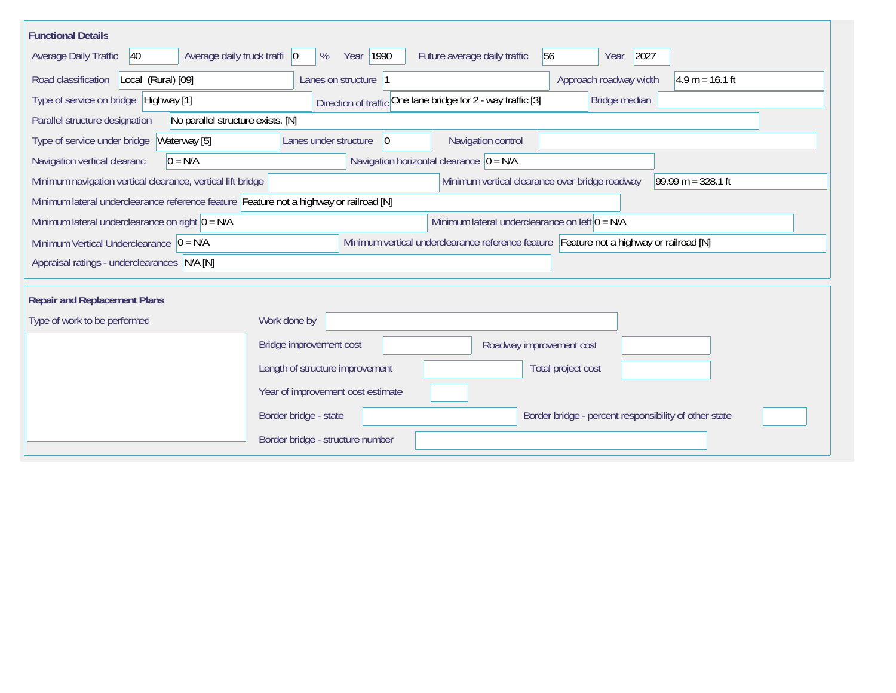## Functional Details

| Field | Value |
|---|---|
| Average Daily Traffic | 40 |
| Average daily truck traffi | 0 % |
| Year | 1990 |
| Future average daily traffic | 56 |
| Year | 2027 |
| Road classification | Local (Rural) [09] |
| Lanes on structure | 1 |
| Approach roadway width | 4.9 m = 16.1 ft |
| Type of service on bridge | Highway [1] |
| Direction of traffic | One lane bridge for 2 - way traffic [3] |
| Bridge median | |
| Parallel structure designation | No parallel structure exists. [N] |
| Type of service under bridge | Waterway [5] |
| Lanes under structure | 0 |
| Navigation control | |
| Navigation vertical clearanc | 0 = N/A |
| Navigation horizontal clearance | 0 = N/A |
| Minimum navigation vertical clearance, vertical lift bridge | |
| Minimum vertical clearance over bridge roadway | 99.99 m = 328.1 ft |
| Minimum lateral underclearance reference feature | Feature not a highway or railroad [N] |
| Minimum lateral underclearance on right | 0 = N/A |
| Minimum lateral underclearance on left | 0 = N/A |
| Minimum Vertical Underclearance | 0 = N/A |
| Minimum vertical underclearance reference feature | Feature not a highway or railroad [N] |
| Appraisal ratings - underclearances | N/A [N] |

## Repair and Replacement Plans

| Field | Value |
|---|---|
| Type of work to be performed | |
| Work done by | |
| Bridge improvement cost | |
| Roadway improvement cost | |
| Length of structure improvement | |
| Total project cost | |
| Year of improvement cost estimate | |
| Border bridge - state | |
| Border bridge - percent responsibility of other state | |
| Border bridge - structure number | |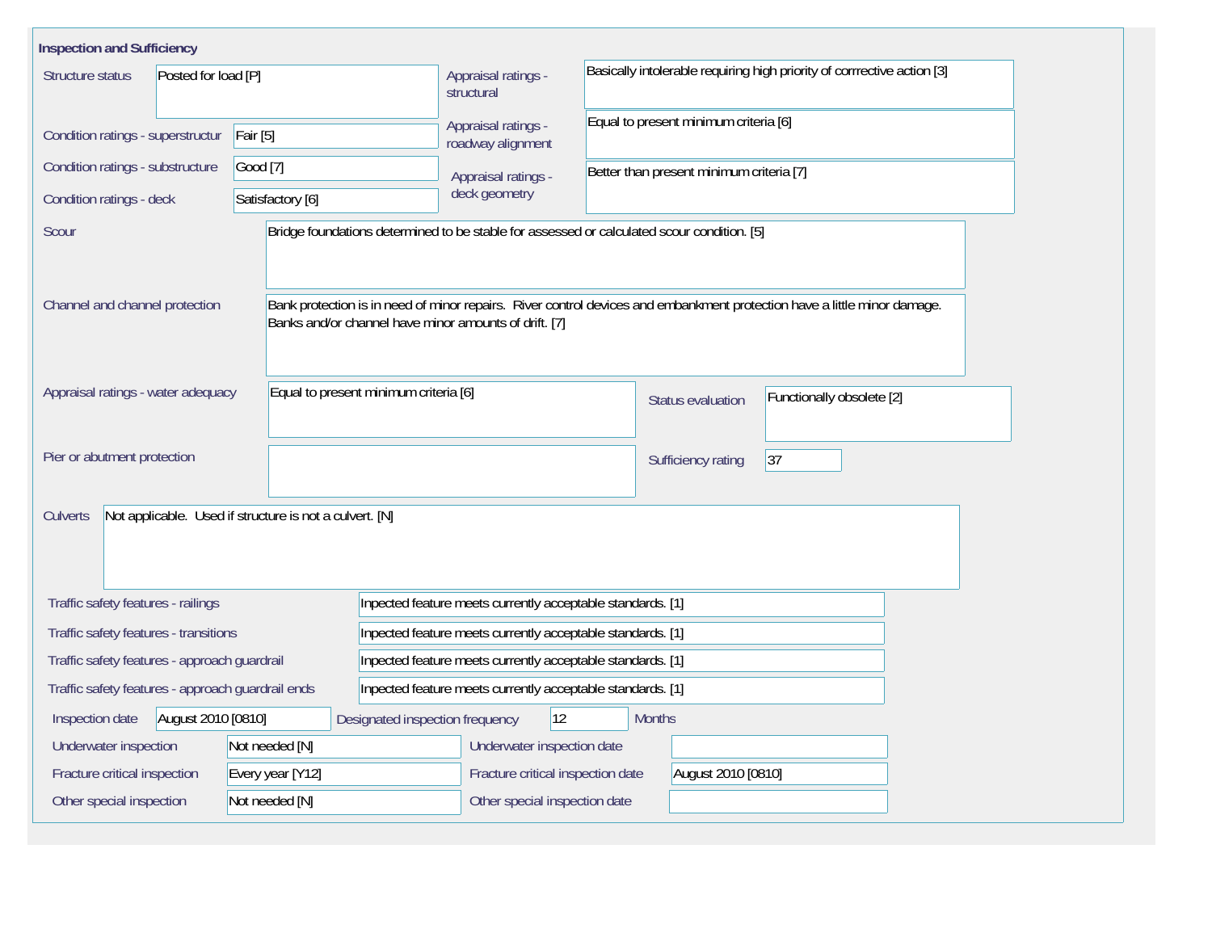## Inspection and Sufficiency

| Field | Value |
| --- | --- |
| Structure status | Posted for load [P] |
| Condition ratings - superstructur | Fair [5] |
| Condition ratings - substructure | Good [7] |
| Condition ratings - deck | Satisfactory [6] |
| Appraisal ratings - structural | Basically intolerable requiring high priority of corrrective action [3] |
| Appraisal ratings - roadway alignment | Equal to present minimum criteria [6] |
| Appraisal ratings - deck geometry | Better than present minimum criteria [7] |
| Scour | Bridge foundations determined to be stable for assessed or calculated scour condition. [5] |
| Channel and channel protection | Bank protection is in need of minor repairs. River control devices and embankment protection have a little minor damage. Banks and/or channel have minor amounts of drift. [7] |
| Appraisal ratings - water adequacy | Equal to present minimum criteria [6] |
| Status evaluation | Functionally obsolete [2] |
| Pier or abutment protection | |
| Sufficiency rating | 37 |
| Culverts | Not applicable. Used if structure is not a culvert. [N] |
| Traffic safety features - railings | Inpected feature meets currently acceptable standards. [1] |
| Traffic safety features - transitions | Inpected feature meets currently acceptable standards. [1] |
| Traffic safety features - approach guardrail | Inpected feature meets currently acceptable standards. [1] |
| Traffic safety features - approach guardrail ends | Inpected feature meets currently acceptable standards. [1] |
| Inspection date | August 2010 [0810] |
| Designated inspection frequency | 12 Months |
| Underwater inspection | Not needed [N] |
| Underwater inspection date | |
| Fracture critical inspection | Every year [Y12] |
| Fracture critical inspection date | August 2010 [0810] |
| Other special inspection | Not needed [N] |
| Other special inspection date | |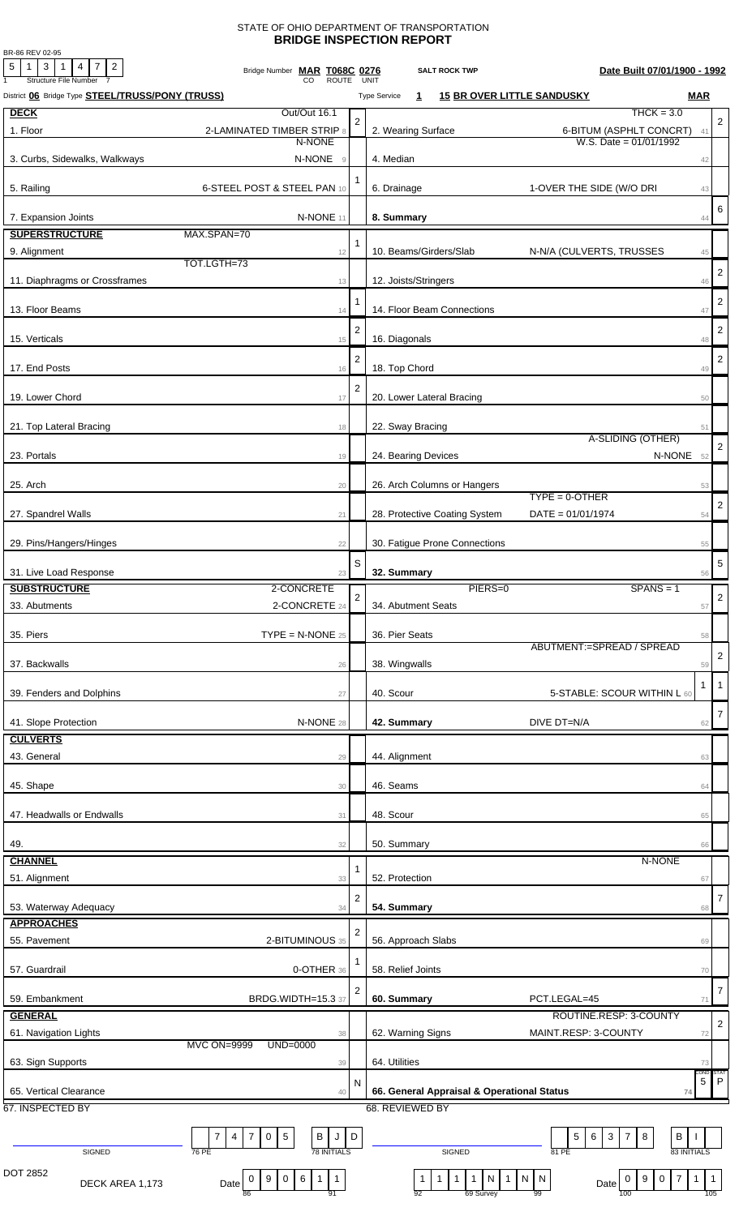BR-86 REV 02-95

# STATE OF OHIO DEPARTMENT OF TRANSPORTATION
## BRIDGE INSPECTION REPORT

Structure File Number: 5 1 3 1 4 7 2

Bridge Number **MAR T068C 0276** (CO ROUTE UNIT) **SALT ROCK TWP** **Date Built 07/01/1900 - 1992**

District **06** Bridge Type **STEEL/TRUSS/PONY (TRUSS)** Type Service **1** **15 BR OVER LITTLE SANDUSKY** **MAR**

| Item | Data | Rating | Item | Data | Rating |
|---|---|---|---|---|---|
| **DECK** | Out/Out 16.1 | | | THCK = 3.0 | |
| 1. Floor | 2-LAMINATED TIMBER STRIP 8 | 2 | 2. Wearing Surface | 6-BITUM (ASPHLT CONCRT) 41 | 2 |
| | N-NONE | | | W.S. Date = 01/01/1992 | |
| 3. Curbs, Sidewalks, Walkways | N-NONE 9 | | 4. Median | 42 | |
| 5. Railing | 6-STEEL POST & STEEL PAN 10 | 1 | 6. Drainage | 1-OVER THE SIDE (W/O DRI 43 | |
| 7. Expansion Joints | N-NONE 11 | | **8. Summary** | 44 | 6 |
| **SUPERSTRUCTURE** | MAX.SPAN=70 | | | | |
| 9. Alignment | 12 | 1 | 10. Beams/Girders/Slab | N-N/A (CULVERTS, TRUSSES 45 | |
| | TOT.LGTH=73 | | | | |
| 11. Diaphragms or Crossframes | 13 | | 12. Joists/Stringers | 46 | 2 |
| 13. Floor Beams | 14 | 1 | 14. Floor Beam Connections | 47 | 2 |
| 15. Verticals | 15 | 2 | 16. Diagonals | 48 | 2 |
| 17. End Posts | 16 | 2 | 18. Top Chord | 49 | 2 |
| 19. Lower Chord | 17 | 2 | 20. Lower Lateral Bracing | 50 | |
| 21. Top Lateral Bracing | 18 | | 22. Sway Bracing | 51 | |
| | | | | A-SLIDING (OTHER) | |
| 23. Portals | 19 | | 24. Bearing Devices | N-NONE 52 | 2 |
| 25. Arch | 20 | | 26. Arch Columns or Hangers | 53 | |
| | | | | TYPE = 0-OTHER | |
| 27. Spandrel Walls | 21 | | 28. Protective Coating System | DATE = 01/01/1974 54 | 2 |
| 29. Pins/Hangers/Hinges | 22 | | 30. Fatigue Prone Connections | 55 | |
| 31. Live Load Response | 23 | S | **32. Summary** | 56 | 5 |
| **SUBSTRUCTURE** | 2-CONCRETE | | PIERS=0 | SPANS = 1 | |
| 33. Abutments | 2-CONCRETE 24 | 2 | 34. Abutment Seats | 57 | 2 |
| 35. Piers | TYPE = N-NONE 25 | | 36. Pier Seats | 58 | |
| | | | | ABUTMENT:=SPREAD / SPREAD | |
| 37. Backwalls | 26 | | 38. Wingwalls | 59 | 2 |
| 39. Fenders and Dolphins | 27 | | 40. Scour | 5-STABLE: SCOUR WITHIN L 60 — 1 | 1 |
| 41. Slope Protection | N-NONE 28 | | **42. Summary** | DIVE DT=N/A 62 | 7 |
| **CULVERTS** | | | | | |
| 43. General | 29 | | 44. Alignment | 63 | |
| 45. Shape | 30 | | 46. Seams | 64 | |
| 47. Headwalls or Endwalls | 31 | | 48. Scour | 65 | |
| 49. | 32 | | 50. Summary | 66 | |
| **CHANNEL** | | | | N-NONE | |
| 51. Alignment | 33 | 1 | 52. Protection | 67 | |
| 53. Waterway Adequacy | 34 | 2 | **54. Summary** | 68 | 7 |
| **APPROACHES** | | | | | |
| 55. Pavement | 2-BITUMINOUS 35 | 2 | 56. Approach Slabs | 69 | |
| 57. Guardrail | 0-OTHER 36 | 1 | 58. Relief Joints | 70 | |
| 59. Embankment | BRDG.WIDTH=15.3 37 | 2 | **60. Summary** | PCT.LEGAL=45 71 | 7 |
| **GENERAL** | | | | ROUTINE.RESP: 3-COUNTY | |
| 61. Navigation Lights | 38 | | 62. Warning Signs | MAINT.RESP: 3-COUNTY 72 | 2 |
| | MVC ON=9999 UND=0000 | | | | |
| 63. Sign Supports | 39 | | 64. Utilities | 73 | |
| 65. Vertical Clearance | 40 | N | **66. General Appraisal & Operational Status** | 74 — COND 5 | STAT P |

67. INSPECTED BY

SIGNED ______ 76 PE: 7 4 7 0 5 — 78 INITIALS: B J D

68. REVIEWED BY

SIGNED ______ 81 PE: 5 6 3 7 8 — 83 INITIALS: B I

DOT 2852

DECK AREA 1,173

Date 0 9 0 6 1 1 (86–91)

92: 1 1 1 1 N 1 N N (69 Survey, 99)

Date 0 9 0 7 1 1 (100–105)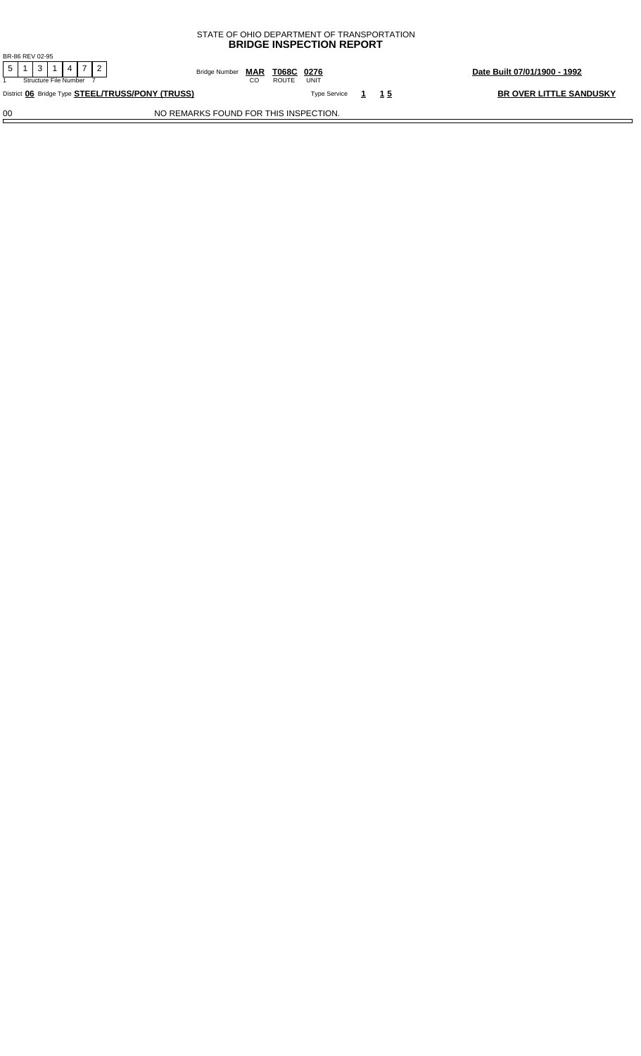STATE OF OHIO DEPARTMENT OF TRANSPORTATION
**BRIDGE INSPECTION REPORT**

BR-86 REV 02-95

| 5 | 1 | 3 | 1 | 4 | 7 | 2 |
|---|---|---|---|---|---|---|

1 Structure File Number 7

Bridge Number **MAR** (CO) **T068C** (ROUTE) **0276** (UNIT)

**Date Built 07/01/1900 - 1992**

District **06** Bridge Type **STEEL/TRUSS/PONY (TRUSS)**

Type Service **1** **1 5**

**BR OVER LITTLE SANDUSKY**

00 NO REMARKS FOUND FOR THIS INSPECTION.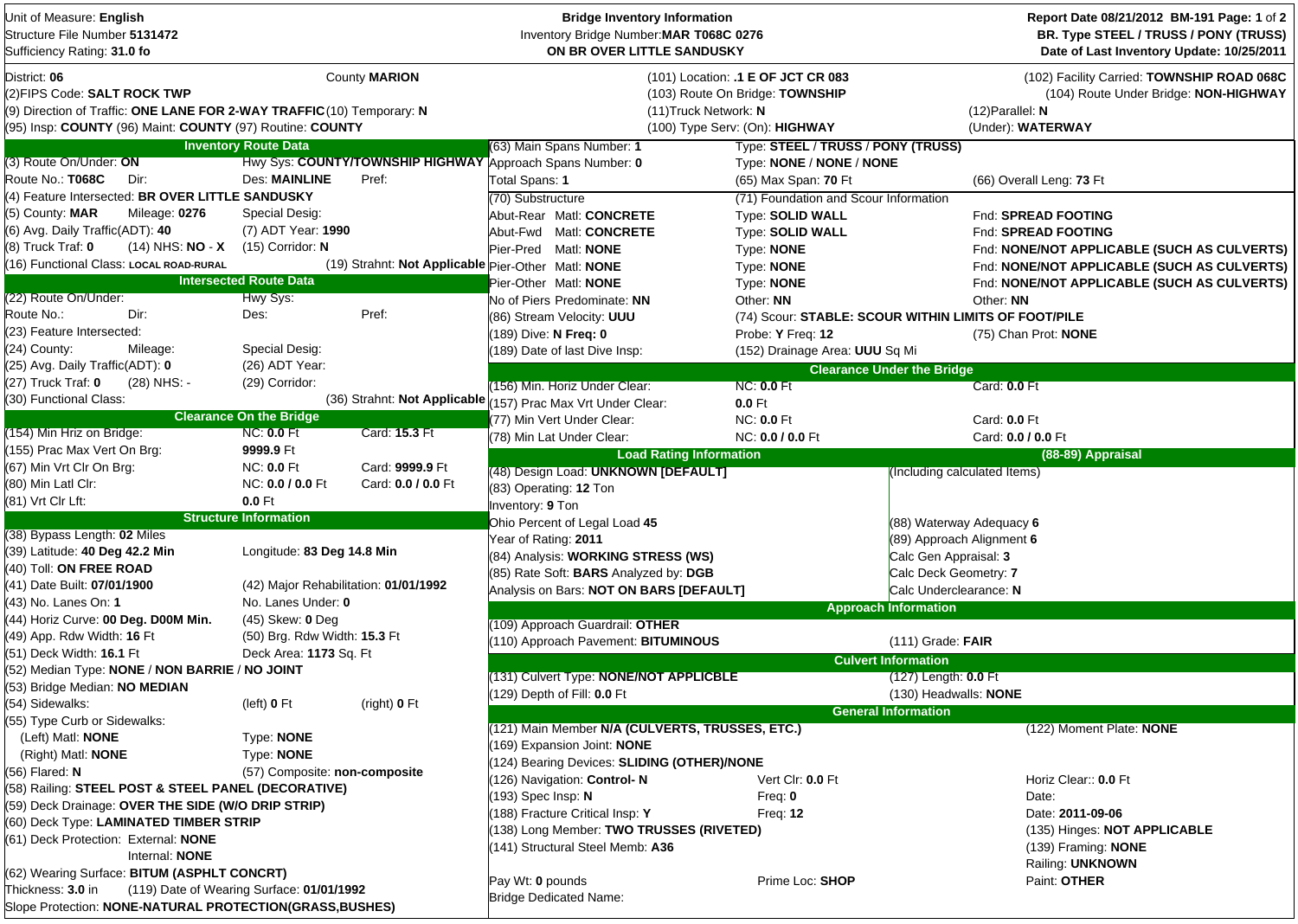Unit of Measure: **English**
Structure File Number **5131472**
Sufficiency Rating: **31.0 fo**

**Bridge Inventory Information**
Inventory Bridge Number:**MAR T068C 0276**
**ON BR OVER LITTLE SANDUSKY**

**Report Date 08/21/2012 BM-191**
**BR. Type STEEL / TRUSS / PONY (TRUSS)**
**Date of Last Inventory Update: 10/25/2011**

District: **06** County **MARION**
(2)FIPS Code: **SALT ROCK TWP**
(9) Direction of Traffic: **ONE LANE FOR 2-WAY TRAFFIC** (10) Temporary: **N**
(95) Insp: **COUNTY** (96) Maint: **COUNTY** (97) Routine: **COUNTY**

(101) Location: **.1 E OF JCT CR 083** (102) Facility Carried: **TOWNSHIP ROAD 068C**
(103) Route On Bridge: **TOWNSHIP** (104) Route Under Bridge: **NON-HIGHWAY**
(11)Truck Network: **N** (12)Parallel: **N**
(100) Type Serv: (On): **HIGHWAY** (Under): **WATERWAY**

## Inventory Route Data

(3) Route On/Under: **ON** Hwy Sys: **COUNTY/TOWNSHIP HIGHWAY**
Route No.: **T068C** Dir: Des: **MAINLINE** Pref:
(4) Feature Intersected: **BR OVER LITTLE SANDUSKY**
(5) County: **MAR** Mileage: **0276** Special Desig:
(6) Avg. Daily Traffic(ADT): **40** (7) ADT Year: **1990**
(8) Truck Traf: **0** (14) NHS: **NO - X** (15) Corridor: **N**
(16) Functional Class: **LOCAL ROAD-RURAL** (19) Strahnt: **Not Applicable**

## Intersected Route Data

(22) Route On/Under: Hwy Sys:
Route No.: Dir: Des: Pref:
(23) Feature Intersected:
(24) County: Mileage: Special Desig:
(25) Avg. Daily Traffic(ADT): **0** (26) ADT Year:
(27) Truck Traf: **0** (28) NHS: **-** (29) Corridor:
(30) Functional Class: (36) Strahnt: **Not Applicable**

## Clearance On the Bridge

(154) Min Hriz on Bridge: NC: **0.0** Ft Card: **15.3** Ft
(155) Prac Max Vert On Brg: **9999.9** Ft
(67) Min Vrt Clr On Brg: NC: **0.0** Ft Card: **9999.9** Ft
(80) Min Latl Clr: NC: **0.0 / 0.0** Ft Card: **0.0 / 0.0** Ft
(81) Vrt Clr Lft: **0.0** Ft

## Structure Information

(38) Bypass Length: **02** Miles
(39) Latitude: **40 Deg 42.2 Min** Longitude: **83 Deg 14.8 Min**
(40) Toll: **ON FREE ROAD**
(41) Date Built: **07/01/1900** (42) Major Rehabilitation: **01/01/1992**
(43) No. Lanes On: **1** No. Lanes Under: **0**
(44) Horiz Curve: **00 Deg. D00M Min.** (45) Skew: **0** Deg
(49) App. Rdw Width: **16** Ft (50) Brg. Rdw Width: **15.3** Ft
(51) Deck Width: **16.1** Ft Deck Area: **1173** Sq. Ft
(52) Median Type: **NONE** / **NON BARRIE** / **NO JOINT**
(53) Bridge Median: **NO MEDIAN**
(54) Sidewalks: (left) **0** Ft (right) **0** Ft
(55) Type Curb or Sidewalks:
(Left) Matl: **NONE** Type: **NONE**
(Right) Matl: **NONE** Type: **NONE**
(56) Flared: **N** (57) Composite: **non-composite**
(58) Railing: **STEEL POST & STEEL PANEL (DECORATIVE)**
(59) Deck Drainage: **OVER THE SIDE (W/O DRIP STRIP)**
(60) Deck Type: **LAMINATED TIMBER STRIP**
(61) Deck Protection: External: **NONE**
Internal: **NONE**
(62) Wearing Surface: **BITUM (ASPHLT CONCRT)**
Thickness: **3.0** in (119) Date of Wearing Surface: **01/01/1992**
Slope Protection: **NONE-NATURAL PROTECTION(GRASS,BUSHES)**

---

(63) Main Spans Number: **1** Type: **STEEL** / **TRUSS** / **PONY (TRUSS)**
Approach Spans Number: **0** Type: **NONE** / **NONE** / **NONE**
Total Spans: **1** (65) Max Span: **70** Ft (66) Overall Leng: **73** Ft

| (70) Substructure | (71) Foundation and Scour Information | |
|---|---|---|
| Abut-Rear Matl: **CONCRETE** | Type: **SOLID WALL** | Fnd: **SPREAD FOOTING** |
| Abut-Fwd Matl: **CONCRETE** | Type: **SOLID WALL** | Fnd: **SPREAD FOOTING** |
| Pier-Pred Matl: **NONE** | Type: **NONE** | Fnd: **NONE/NOT APPLICABLE (SUCH AS CULVERTS)** |
| Pier-Other Matl: **NONE** | Type: **NONE** | Fnd: **NONE/NOT APPLICABLE (SUCH AS CULVERTS)** |
| Pier-Other Matl: **NONE** | Type: **NONE** | Fnd: **NONE/NOT APPLICABLE (SUCH AS CULVERTS)** |
| No of Piers Predominate: **NN** | Other: **NN** | Other: **NN** |

(86) Stream Velocity: **UUU** (74) Scour: **STABLE: SCOUR WITHIN LIMITS OF FOOT/PILE**
(189) Dive: **N** Freq: **0** Probe: **Y** Freq: **12** (75) Chan Prot: **NONE**
(189) Date of last Dive Insp: (152) Drainage Area: **UUU** Sq Mi

## Clearance Under the Bridge

(156) Min. Horiz Under Clear: NC: **0.0** Ft Card: **0.0** Ft
(157) Prac Max Vrt Under Clear: **0.0** Ft
(77) Min Vert Under Clear: NC: **0.0** Ft Card: **0.0** Ft
(78) Min Lat Under Clear: NC: **0.0 / 0.0** Ft Card: **0.0 / 0.0** Ft

## Load Rating Information

(48) Design Load: **UNKNOWN [DEFAULT]**
(83) Operating: **12** Ton
Inventory: **9** Ton
Ohio Percent of Legal Load **45**
Year of Rating: **2011**
(84) Analysis: **WORKING STRESS (WS)**
(85) Rate Soft: **BARS** Analyzed by: **DGB**
Analysis on Bars: **NOT ON BARS [DEFAULT]**

## (88-89) Appraisal

(Including calculated Items)
(88) Waterway Adequacy **6**
(89) Approach Alignment **6**
Calc Gen Appraisal: **3**
Calc Deck Geometry: **7**
Calc Underclearance: **N**

## Approach Information

(109) Approach Guardrail: **OTHER**
(110) Approach Pavement: **BITUMINOUS** (111) Grade: **FAIR**

## Culvert Information

(131) Culvert Type: **NONE/NOT APPLICBLE** (127) Length: **0.0** Ft
(129) Depth of Fill: **0.0** Ft (130) Headwalls: **NONE**

## General Information

(121) Main Member **N/A (CULVERTS, TRUSSES, ETC.)** (122) Moment Plate: **NONE**
(169) Expansion Joint: **NONE**
(124) Bearing Devices: **SLIDING (OTHER)/NONE**
(126) Navigation: **Control- N** Vert Clr: **0.0** Ft Horiz Clear:: **0.0** Ft
(193) Spec Insp: **N** Freq: **0** Date:
(188) Fracture Critical Insp: **Y** Freq: **12** Date: **2011-09-06**
(138) Long Member: **TWO TRUSSES (RIVETED)** (135) Hinges: **NOT APPLICABLE**
(141) Structural Steel Memb: **A36** (139) Framing: **NONE**
Railing: **UNKNOWN**
Pay Wt: **0** pounds Prime Loc: **SHOP** Paint: **OTHER**
Bridge Dedicated Name: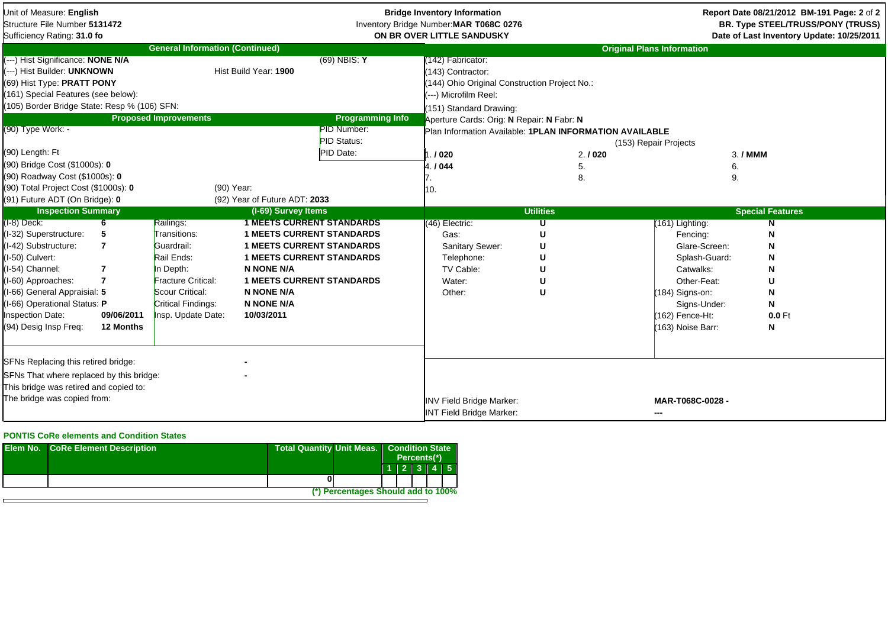Unit of Measure: **English**
Structure File Number **5131472**
Sufficiency Rating: **31.0 fo**

**Bridge Inventory Information**
Inventory Bridge Number:**MAR T068C 0276**
**ON BR OVER LITTLE SANDUSKY**

Report Date 08/21/2012 BM-191
**BR. Type STEEL/TRUSS/PONY (TRUSS)**
**Date of Last Inventory Update: 10/25/2011**

## General Information (Continued)

(---) Hist Significance: **NONE N/A**
(69) NBIS: **Y**
(---) Hist Builder: **UNKNOWN**
Hist Build Year: **1900**
(69) Hist Type: **PRATT PONY**
(161) Special Features (see below):
(105) Border Bridge State: Resp % (106) SFN:

## Proposed Improvements

(90) Type Work: **-**
(90) Length: Ft
(90) Bridge Cost ($1000s): **0**
(90) Roadway Cost ($1000s): **0**
(90) Total Project Cost ($1000s): **0**
(90) Year:
(91) Future ADT (On Bridge): **0**
(92) Year of Future ADT: **2033**

## Programming Info

PID Number:
PID Status:
PID Date:

## Original Plans Information

(142) Fabricator:
(143) Contractor:
(144) Ohio Original Construction Project No.:
(---) Microfilm Reel:
(151) Standard Drawing:
Aperture Cards: Orig: **N** Repair: **N** Fabr: **N**
Plan Information Available: **1PLAN INFORMATION AVAILABLE**

(153) Repair Projects

| | | |
|---|---|---|
| 1. **/ 020** | 2. **/ 020** | 3. **/ MMM** |
| 4. **/ 044** | 5. | 6. |
| 7. | 8. | 9. |
| 10. | | |

## Inspection Summary

| | | | |
|---|---|---|---|
| (I-8) Deck: | **6** | Railings: | **1 MEETS CURRENT STANDARDS** |
| (I-32) Superstructure: | **5** | Transitions: | **1 MEETS CURRENT STANDARDS** |
| (I-42) Substructure: | **7** | Guardrail: | **1 MEETS CURRENT STANDARDS** |
| (I-50) Culvert: | | Rail Ends: | **1 MEETS CURRENT STANDARDS** |
| (I-54) Channel: | **7** | In Depth: | **N NONE N/A** |
| (I-60) Approaches: | **7** | Fracture Critical: | **1 MEETS CURRENT STANDARDS** |
| (I-66) General Appraisial: | **5** | Scour Critical: | **N NONE N/A** |
| (I-66) Operational Status: | **P** | Critical Findings: | **N NONE N/A** |
| Inspection Date: | **09/06/2011** | Insp. Update Date: | **10/03/2011** |
| (94) Desig Insp Freq: | **12 Months** | | |

(I-69) Survey Items

## Utilities

| | |
|---|---|
| (46) Electric: | **U** |
| Gas: | **U** |
| Sanitary Sewer: | **U** |
| Telephone: | **U** |
| TV Cable: | **U** |
| Water: | **U** |
| Other: | **U** |

## Special Features

| | |
|---|---|
| (161) Lighting: | **N** |
| Fencing: | **N** |
| Glare-Screen: | **N** |
| Splash-Guard: | **N** |
| Catwalks: | **N** |
| Other-Feat: | **U** |
| (184) Signs-on: | **N** |
| Signs-Under: | **N** |
| (162) Fence-Ht: | **0.0** Ft |
| (163) Noise Barr: | **N** |

SFNs Replacing this retired bridge: **-**
SFNs That where replaced by this bridge: **-**
This bridge was retired and copied to:
The bridge was copied from:

INV Field Bridge Marker: **MAR-T068C-0028 -**
INT Field Bridge Marker: **---**

### PONTIS CoRe elements and Condition States

| Elem No. | CoRe Element Description | Total Quantity | Unit Meas. | Condition State Percents(*) 1 | 2 | 3 | 4 | 5 |
|---|---|---|---|---|---|---|---|---|
| | | 0 | | | | | | |

(*) Percentages Should add to 100%